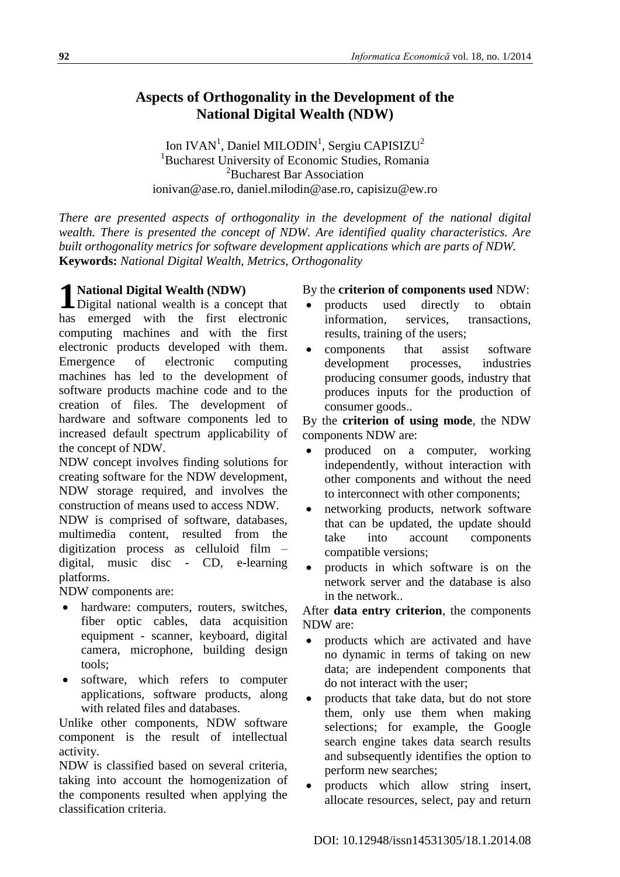# Aspects of Orthogonality in the Development of the National Digital Wealth (NDW)

Ion IVAN[1], Daniel MILODIN[1], Sergiu CAPISIZU[2]
[1]Bucharest University of Economic Studies, Romania
[2]Bucharest Bar Association
ionivan@ase.ro, daniel.milodin@ase.ro, capisizu@ew.ro

*There are presented aspects of orthogonality in the development of the national digital wealth. There is presented the concept of NDW. Are identified quality characteristics. Are built orthogonality metrics for software development applications which are parts of NDW.*

**Keywords:** *National Digital Wealth, Metrics, Orthogonality*

## 1 National Digital Wealth (NDW)

Digital national wealth is a concept that has emerged with the first electronic computing machines and with the first electronic products developed with them. Emergence of electronic computing machines has led to the development of software products machine code and to the creation of files. The development of hardware and software components led to increased default spectrum applicability of the concept of NDW.

NDW concept involves finding solutions for creating software for the NDW development, NDW storage required, and involves the construction of means used to access NDW.

NDW is comprised of software, databases, multimedia content, resulted from the digitization process as celluloid film – digital, music disc - CD, e-learning platforms.

NDW components are:

- hardware: computers, routers, switches, fiber optic cables, data acquisition equipment - scanner, keyboard, digital camera, microphone, building design tools;
- software, which refers to computer applications, software products, along with related files and databases.

Unlike other components, NDW software component is the result of intellectual activity.

NDW is classified based on several criteria, taking into account the homogenization of the components resulted when applying the classification criteria.

By the **criterion of components used** NDW:

- products used directly to obtain information, services, transactions, results, training of the users;
- components that assist software development processes, industries producing consumer goods, industry that produces inputs for the production of consumer goods..

By the **criterion of using mode**, the NDW components NDW are:

- produced on a computer, working independently, without interaction with other components and without the need to interconnect with other components;
- networking products, network software that can be updated, the update should take into account components compatible versions;
- products in which software is on the network server and the database is also in the network..

After **data entry criterion**, the components NDW are:

- products which are activated and have no dynamic in terms of taking on new data; are independent components that do not interact with the user;
- products that take data, but do not store them, only use them when making selections; for example, the Google search engine takes data search results and subsequently identifies the option to perform new searches;
- products which allow string insert, allocate resources, select, pay and return

DOI: 10.12948/issn14531305/18.1.2014.08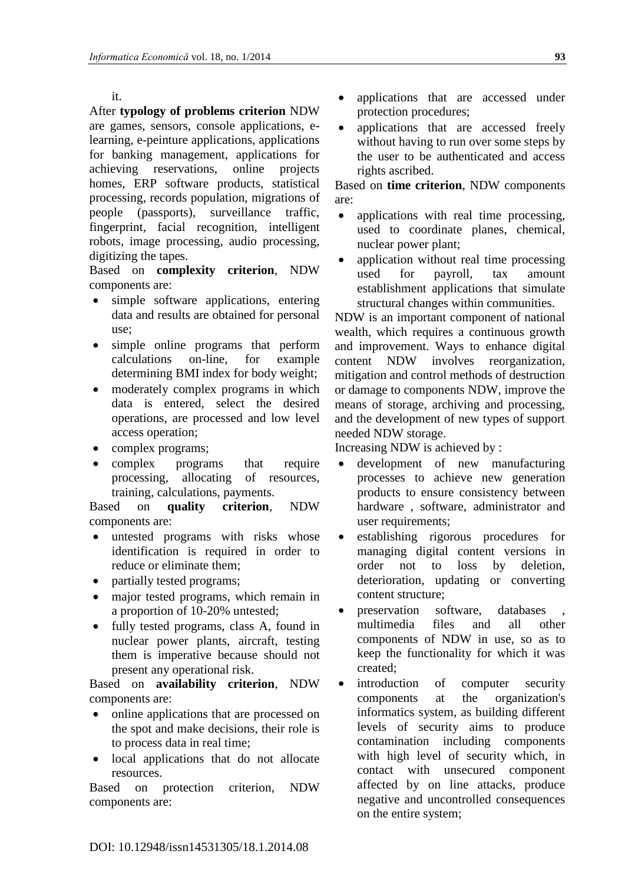it.

After **typology of problems criterion** NDW are games, sensors, console applications, e-learning, e-peinture applications, applications for banking management, applications for achieving reservations, online projects homes, ERP software products, statistical processing, records population, migrations of people (passports), surveillance traffic, fingerprint, facial recognition, intelligent robots, image processing, audio processing, digitizing the tapes.

Based on **complexity criterion**, NDW components are:

- simple software applications, entering data and results are obtained for personal use;
- simple online programs that perform calculations on-line, for example determining BMI index for body weight;
- moderately complex programs in which data is entered, select the desired operations, are processed and low level access operation;
- complex programs;
- complex programs that require processing, allocating of resources, training, calculations, payments.

Based on **quality criterion**, NDW components are:

- untested programs with risks whose identification is required in order to reduce or eliminate them;
- partially tested programs;
- major tested programs, which remain in a proportion of 10-20% untested;
- fully tested programs, class A, found in nuclear power plants, aircraft, testing them is imperative because should not present any operational risk.

Based on **availability criterion**, NDW components are:

- online applications that are processed on the spot and make decisions, their role is to process data in real time;
- local applications that do not allocate resources.

Based on protection criterion, NDW components are:

- applications that are accessed under protection procedures;
- applications that are accessed freely without having to run over some steps by the user to be authenticated and access rights ascribed.

Based on **time criterion**, NDW components are:

- applications with real time processing, used to coordinate planes, chemical, nuclear power plant;
- application without real time processing used for payroll, tax amount establishment applications that simulate structural changes within communities.

NDW is an important component of national wealth, which requires a continuous growth and improvement. Ways to enhance digital content NDW involves reorganization, mitigation and control methods of destruction or damage to components NDW, improve the means of storage, archiving and processing, and the development of new types of support needed NDW storage.

Increasing NDW is achieved by :

- development of new manufacturing processes to achieve new generation products to ensure consistency between hardware , software, administrator and user requirements;
- establishing rigorous procedures for managing digital content versions in order not to loss by deletion, deterioration, updating or converting content structure;
- preservation software, databases , multimedia files and all other components of NDW in use, so as to keep the functionality for which it was created;
- introduction of computer security components at the organization's informatics system, as building different levels of security aims to produce contamination including components with high level of security which, in contact with unsecured component affected by on line attacks, produce negative and uncontrolled consequences on the entire system;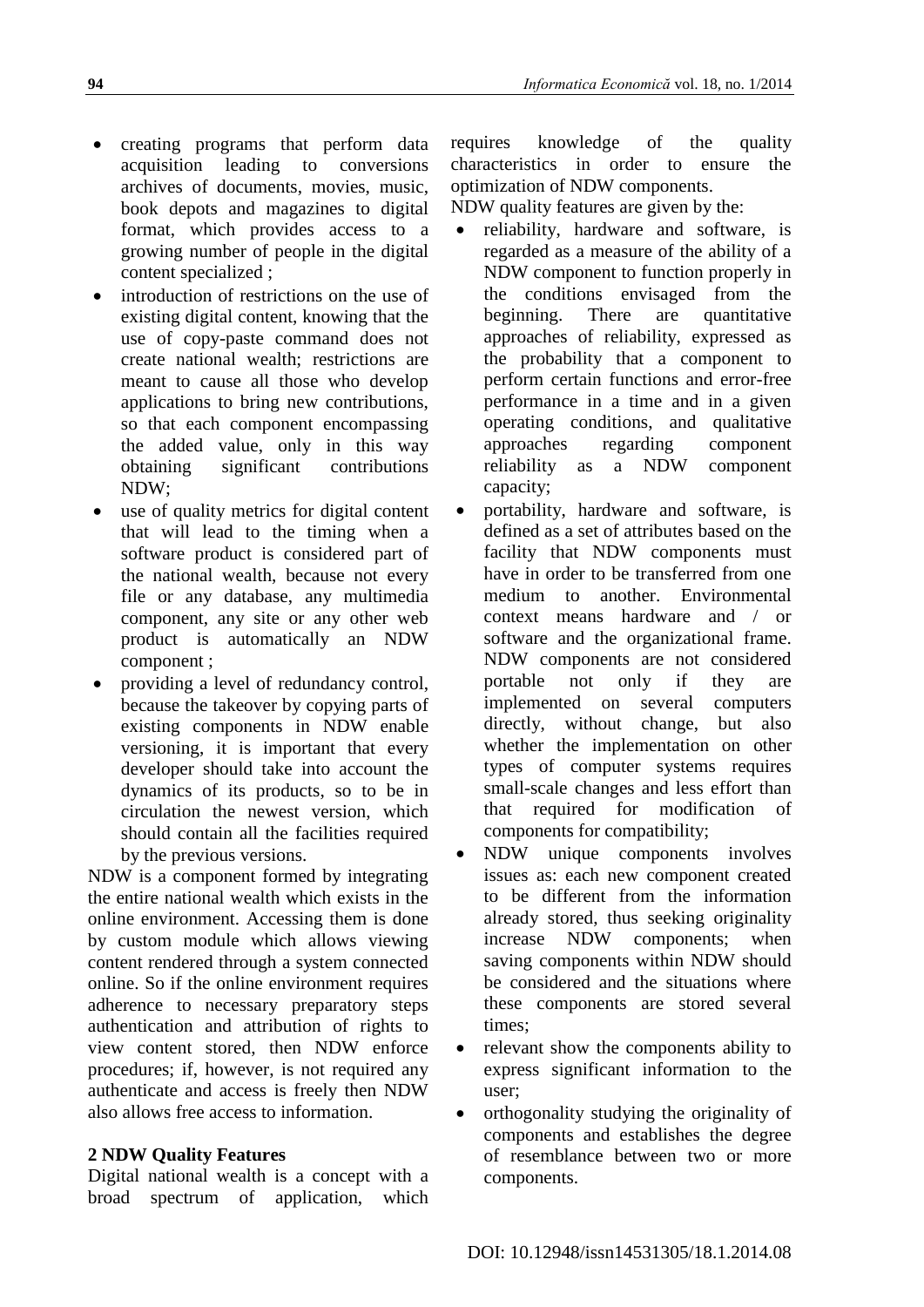- creating programs that perform data acquisition leading to conversions archives of documents, movies, music, book depots and magazines to digital format, which provides access to a growing number of people in the digital content specialized ;
- introduction of restrictions on the use of existing digital content, knowing that the use of copy-paste command does not create national wealth; restrictions are meant to cause all those who develop applications to bring new contributions, so that each component encompassing the added value, only in this way obtaining significant contributions NDW;
- use of quality metrics for digital content that will lead to the timing when a software product is considered part of the national wealth, because not every file or any database, any multimedia component, any site or any other web product is automatically an NDW component ;
- providing a level of redundancy control, because the takeover by copying parts of existing components in NDW enable versioning, it is important that every developer should take into account the dynamics of its products, so to be in circulation the newest version, which should contain all the facilities required by the previous versions.

NDW is a component formed by integrating the entire national wealth which exists in the online environment. Accessing them is done by custom module which allows viewing content rendered through a system connected online. So if the online environment requires adherence to necessary preparatory steps authentication and attribution of rights to view content stored, then NDW enforce procedures; if, however, is not required any authenticate and access is freely then NDW also allows free access to information.

## 2 NDW Quality Features

Digital national wealth is a concept with a broad spectrum of application, which requires knowledge of the quality characteristics in order to ensure the optimization of NDW components.

NDW quality features are given by the:

- reliability, hardware and software, is regarded as a measure of the ability of a NDW component to function properly in the conditions envisaged from the beginning. There are quantitative approaches of reliability, expressed as the probability that a component to perform certain functions and error-free performance in a time and in a given operating conditions, and qualitative approaches regarding component reliability as a NDW component capacity;
- portability, hardware and software, is defined as a set of attributes based on the facility that NDW components must have in order to be transferred from one medium to another. Environmental context means hardware and / or software and the organizational frame. NDW components are not considered portable not only if they are implemented on several computers directly, without change, but also whether the implementation on other types of computer systems requires small-scale changes and less effort than that required for modification of components for compatibility;
- NDW unique components involves issues as: each new component created to be different from the information already stored, thus seeking originality increase NDW components; when saving components within NDW should be considered and the situations where these components are stored several times;
- relevant show the components ability to express significant information to the user;
- orthogonality studying the originality of components and establishes the degree of resemblance between two or more components.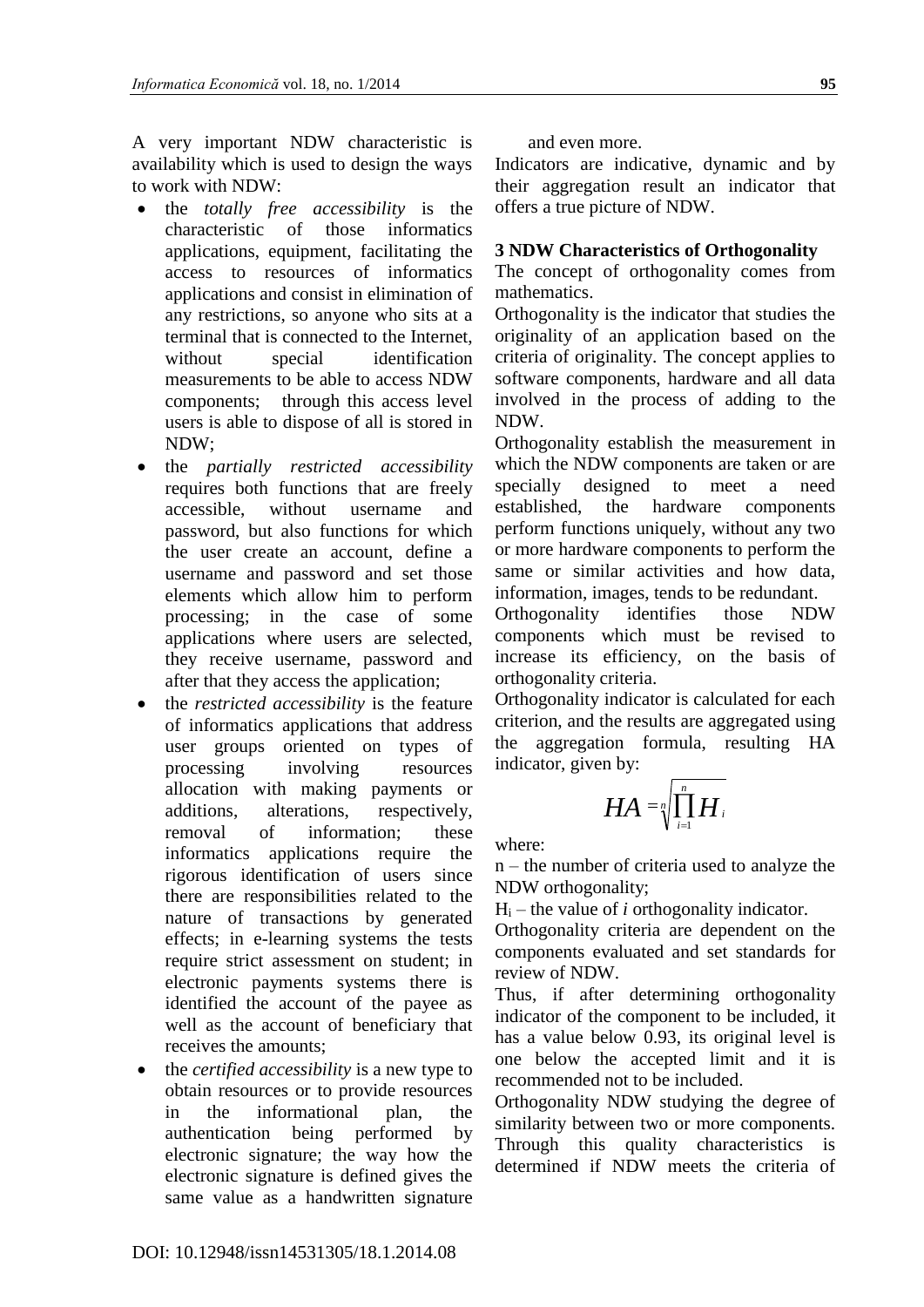A very important NDW characteristic is availability which is used to design the ways to work with NDW:

- the *totally free accessibility* is the characteristic of those informatics applications, equipment, facilitating the access to resources of informatics applications and consist in elimination of any restrictions, so anyone who sits at a terminal that is connected to the Internet, without special identification measurements to be able to access NDW components; through this access level users is able to dispose of all is stored in NDW;
- the *partially restricted accessibility* requires both functions that are freely accessible, without username and password, but also functions for which the user create an account, define a username and password and set those elements which allow him to perform processing; in the case of some applications where users are selected, they receive username, password and after that they access the application;
- the *restricted accessibility* is the feature of informatics applications that address user groups oriented on types of processing involving resources allocation with making payments or additions, alterations, respectively, removal of information; these informatics applications require the rigorous identification of users since there are responsibilities related to the nature of transactions by generated effects; in e-learning systems the tests require strict assessment on student; in electronic payments systems there is identified the account of the payee as well as the account of beneficiary that receives the amounts;
- the *certified accessibility* is a new type to obtain resources or to provide resources in the informational plan, the authentication being performed by electronic signature; the way how the electronic signature is defined gives the same value as a handwritten signature and even more.

Indicators are indicative, dynamic and by their aggregation result an indicator that offers a true picture of NDW.

## 3 NDW Characteristics of Orthogonality

The concept of orthogonality comes from mathematics.

Orthogonality is the indicator that studies the originality of an application based on the criteria of originality. The concept applies to software components, hardware and all data involved in the process of adding to the NDW.

Orthogonality establish the measurement in which the NDW components are taken or are specially designed to meet a need established, the hardware components perform functions uniquely, without any two or more hardware components to perform the same or similar activities and how data, information, images, tends to be redundant.

Orthogonality identifies those NDW components which must be revised to increase its efficiency, on the basis of orthogonality criteria.

Orthogonality indicator is calculated for each criterion, and the results are aggregated using the aggregation formula, resulting HA indicator, given by:

$$HA = \sqrt[n]{\prod_{i=1}^{n} H_i}$$

where:

n – the number of criteria used to analyze the NDW orthogonality;

$H_i$ – the value of *i* orthogonality indicator.

Orthogonality criteria are dependent on the components evaluated and set standards for review of NDW.

Thus, if after determining orthogonality indicator of the component to be included, it has a value below 0.93, its original level is one below the accepted limit and it is recommended not to be included.

Orthogonality NDW studying the degree of similarity between two or more components. Through this quality characteristics is determined if NDW meets the criteria of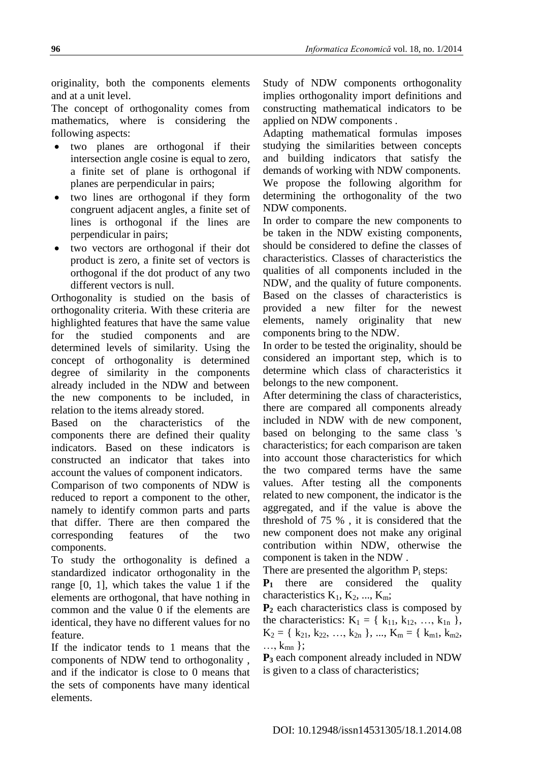originality, both the components elements and at a unit level.

The concept of orthogonality comes from mathematics, where is considering the following aspects:

- two planes are orthogonal if their intersection angle cosine is equal to zero, a finite set of plane is orthogonal if planes are perpendicular in pairs;
- two lines are orthogonal if they form congruent adjacent angles, a finite set of lines is orthogonal if the lines are perpendicular in pairs;
- two vectors are orthogonal if their dot product is zero, a finite set of vectors is orthogonal if the dot product of any two different vectors is null.

Orthogonality is studied on the basis of orthogonality criteria. With these criteria are highlighted features that have the same value for the studied components and are determined levels of similarity. Using the concept of orthogonality is determined degree of similarity in the components already included in the NDW and between the new components to be included, in relation to the items already stored.

Based on the characteristics of the components there are defined their quality indicators. Based on these indicators is constructed an indicator that takes into account the values of component indicators.

Comparison of two components of NDW is reduced to report a component to the other, namely to identify common parts and parts that differ. There are then compared the corresponding features of the two components.

To study the orthogonality is defined a standardized indicator orthogonality in the range [0, 1], which takes the value 1 if the elements are orthogonal, that have nothing in common and the value 0 if the elements are identical, they have no different values for no feature.

If the indicator tends to 1 means that the components of NDW tend to orthogonality , and if the indicator is close to 0 means that the sets of components have many identical elements.

Study of NDW components orthogonality implies orthogonality import definitions and constructing mathematical indicators to be applied on NDW components .

Adapting mathematical formulas imposes studying the similarities between concepts and building indicators that satisfy the demands of working with NDW components.

We propose the following algorithm for determining the orthogonality of the two NDW components.

In order to compare the new components to be taken in the NDW existing components, should be considered to define the classes of characteristics. Classes of characteristics the qualities of all components included in the NDW, and the quality of future components. Based on the classes of characteristics is provided a new filter for the newest elements, namely originality that new components bring to the NDW.

In order to be tested the originality, should be considered an important step, which is to determine which class of characteristics it belongs to the new component.

After determining the class of characteristics, there are compared all components already included in NDW with de new component, based on belonging to the same class 's characteristics; for each comparison are taken into account those characteristics for which the two compared terms have the same values. After testing all the components related to new component, the indicator is the aggregated, and if the value is above the threshold of 75 % , it is considered that the new component does not make any original contribution within NDW, otherwise the component is taken in the NDW .

There are presented the algorithm $P_i$ steps:

**$P_1$** there are considered the quality characteristics $K_1$, $K_2$, ..., $K_m$;

**$P_2$** each characteristics class is composed by the characteristics: $K_1 = \{ k_{11}, k_{12}, \ldots, k_{1n} \}$, $K_2 = \{ k_{21}, k_{22}, \ldots, k_{2n} \}$, ..., $K_m = \{ k_{m1}, k_{m2}, \ldots, k_{mn} \}$;

**$P_3$** each component already included in NDW is given to a class of characteristics;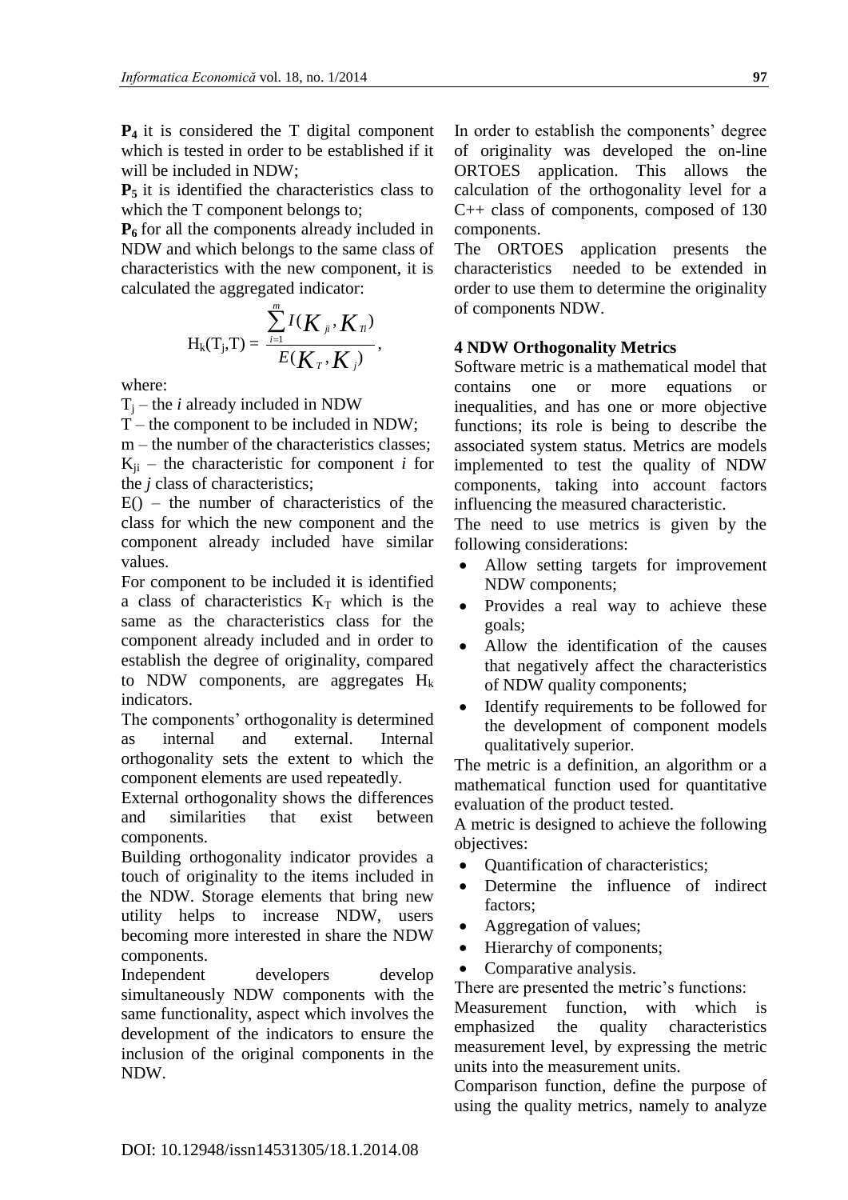**$P_4$** it is considered the T digital component which is tested in order to be established if it will be included in NDW;

**$P_5$** it is identified the characteristics class to which the T component belongs to;

**$P_6$** for all the components already included in NDW and which belongs to the same class of characteristics with the new component, it is calculated the aggregated indicator:

$$H_k(T_j,T) = \frac{\sum_{i=1}^{m} I(K_{ji}, K_{Ti})}{E(K_T, K_j)},$$

where:

$T_j$ – the *i* already included in NDW

T – the component to be included in NDW;

m – the number of the characteristics classes;

$K_{ji}$ – the characteristic for component *i* for the *j* class of characteristics;

E() – the number of characteristics of the class for which the new component and the component already included have similar values.

For component to be included it is identified a class of characteristics $K_T$ which is the same as the characteristics class for the component already included and in order to establish the degree of originality, compared to NDW components, are aggregates $H_k$ indicators.

The components' orthogonality is determined as internal and external. Internal orthogonality sets the extent to which the component elements are used repeatedly.

External orthogonality shows the differences and similarities that exist between components.

Building orthogonality indicator provides a touch of originality to the items included in the NDW. Storage elements that bring new utility helps to increase NDW, users becoming more interested in share the NDW components.

Independent developers develop simultaneously NDW components with the same functionality, aspect which involves the development of the indicators to ensure the inclusion of the original components in the NDW.

In order to establish the components' degree of originality was developed the on-line ORTOES application. This allows the calculation of the orthogonality level for a C++ class of components, composed of 130 components.

The ORTOES application presents the characteristics needed to be extended in order to use them to determine the originality of components NDW.

## 4 NDW Orthogonality Metrics

Software metric is a mathematical model that contains one or more equations or inequalities, and has one or more objective functions; its role is being to describe the associated system status. Metrics are models implemented to test the quality of NDW components, taking into account factors influencing the measured characteristic.

The need to use metrics is given by the following considerations:

- Allow setting targets for improvement NDW components;
- Provides a real way to achieve these goals;
- Allow the identification of the causes that negatively affect the characteristics of NDW quality components;
- Identify requirements to be followed for the development of component models qualitatively superior.

The metric is a definition, an algorithm or a mathematical function used for quantitative evaluation of the product tested.

A metric is designed to achieve the following objectives:

- Quantification of characteristics;
- Determine the influence of indirect factors;
- Aggregation of values;
- Hierarchy of components;
- Comparative analysis.

There are presented the metric's functions:

Measurement function, with which is emphasized the quality characteristics measurement level, by expressing the metric units into the measurement units.

Comparison function, define the purpose of using the quality metrics, namely to analyze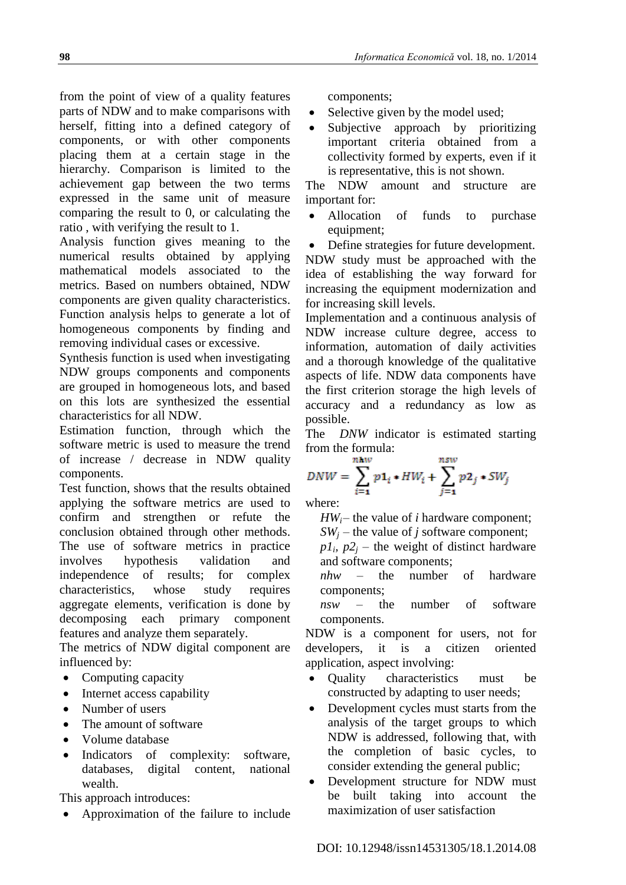from the point of view of a quality features parts of NDW and to make comparisons with herself, fitting into a defined category of components, or with other components placing them at a certain stage in the hierarchy. Comparison is limited to the achievement gap between the two terms expressed in the same unit of measure comparing the result to 0, or calculating the ratio , with verifying the result to 1.

Analysis function gives meaning to the numerical results obtained by applying mathematical models associated to the metrics. Based on numbers obtained, NDW components are given quality characteristics. Function analysis helps to generate a lot of homogeneous components by finding and removing individual cases or excessive.

Synthesis function is used when investigating NDW groups components and components are grouped in homogeneous lots, and based on this lots are synthesized the essential characteristics for all NDW.

Estimation function, through which the software metric is used to measure the trend of increase / decrease in NDW quality components.

Test function, shows that the results obtained applying the software metrics are used to confirm and strengthen or refute the conclusion obtained through other methods. The use of software metrics in practice involves hypothesis validation and independence of results; for complex characteristics, whose study requires aggregate elements, verification is done by decomposing each primary component features and analyze them separately.

The metrics of NDW digital component are influenced by:

- Computing capacity
- Internet access capability
- Number of users
- The amount of software
- Volume database
- Indicators of complexity: software, databases, digital content, national wealth.

This approach introduces:

- Approximation of the failure to include components;
- Selective given by the model used;
- Subjective approach by prioritizing important criteria obtained from a collectivity formed by experts, even if it is representative, this is not shown.

The NDW amount and structure are important for:

- Allocation of funds to purchase equipment;
- Define strategies for future development.

NDW study must be approached with the idea of establishing the way forward for increasing the equipment modernization and for increasing skill levels.

Implementation and a continuous analysis of NDW increase culture degree, access to information, automation of daily activities and a thorough knowledge of the qualitative aspects of life. NDW data components have the first criterion storage the high levels of accuracy and a redundancy as low as possible.

The *DNW* indicator is estimated starting from the formula:

$$DNW = \sum_{i=1}^{nhw} p1_i * HW_i + \sum_{j=1}^{nsw} p2_j * SW_j$$

where:

$HW_i$ – the value of *i* hardware component;

$SW_j$ – the value of *j* software component;

$p1_i$, $p2_j$ – the weight of distinct hardware and software components;

*nhw* – the number of hardware components;

*nsw* – the number of software components.

NDW is a component for users, not for developers, it is a citizen oriented application, aspect involving:

- Quality characteristics must be constructed by adapting to user needs;
- Development cycles must starts from the analysis of the target groups to which NDW is addressed, following that, with the completion of basic cycles, to consider extending the general public;
- Development structure for NDW must be built taking into account the maximization of user satisfaction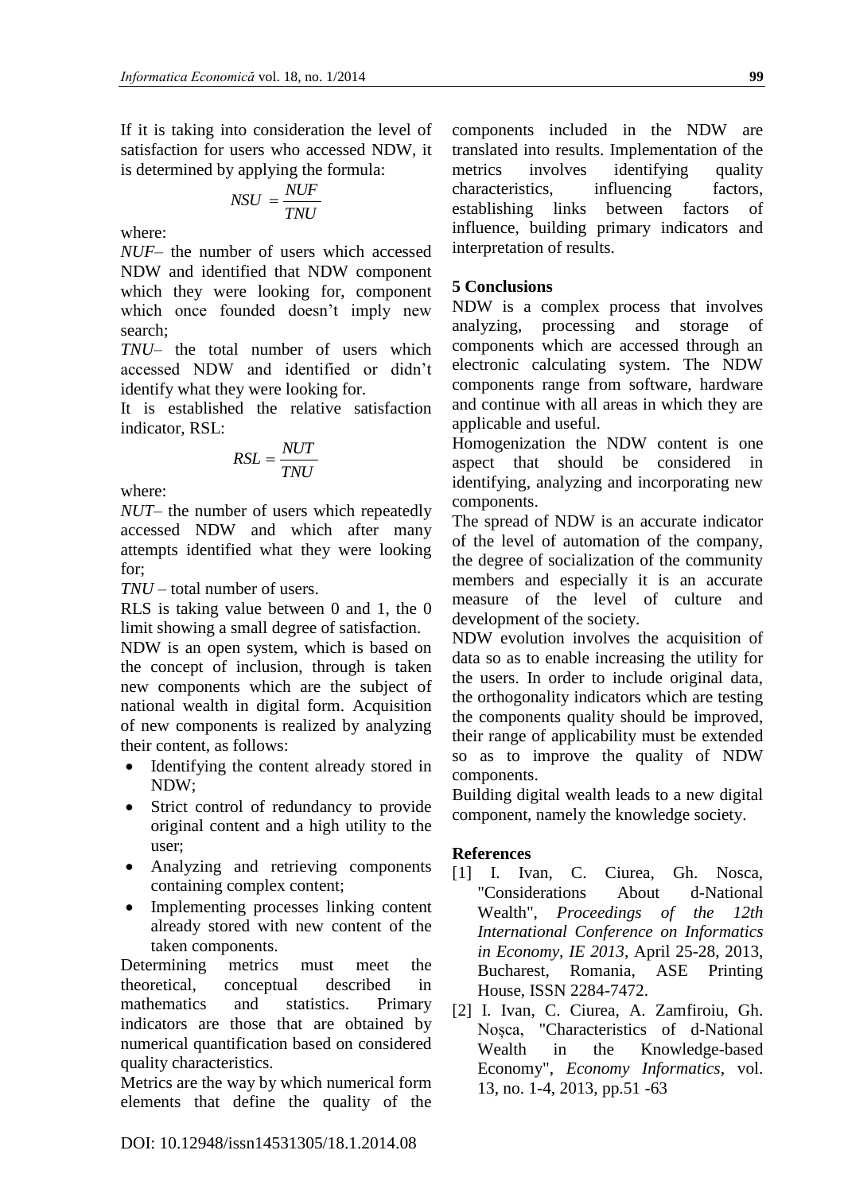If it is taking into consideration the level of satisfaction for users who accessed NDW, it is determined by applying the formula:

$$NSU = \frac{NUF}{TNU}$$

where:

*NUF*– the number of users which accessed NDW and identified that NDW component which they were looking for, component which once founded doesn't imply new search;

*TNU*– the total number of users which accessed NDW and identified or didn't identify what they were looking for.

It is established the relative satisfaction indicator, RSL:

$$RSL = \frac{NUT}{TNU}$$

where:

*NUT*– the number of users which repeatedly accessed NDW and which after many attempts identified what they were looking for;

*TNU* – total number of users.

RLS is taking value between 0 and 1, the 0 limit showing a small degree of satisfaction.

NDW is an open system, which is based on the concept of inclusion, through is taken new components which are the subject of national wealth in digital form. Acquisition of new components is realized by analyzing their content, as follows:

- Identifying the content already stored in NDW;
- Strict control of redundancy to provide original content and a high utility to the user;
- Analyzing and retrieving components containing complex content;
- Implementing processes linking content already stored with new content of the taken components.

Determining metrics must meet the theoretical, conceptual described in mathematics and statistics. Primary indicators are those that are obtained by numerical quantification based on considered quality characteristics.

Metrics are the way by which numerical form elements that define the quality of the components included in the NDW are translated into results. Implementation of the metrics involves identifying quality characteristics, influencing factors, establishing links between factors of influence, building primary indicators and interpretation of results.

## 5 Conclusions

NDW is a complex process that involves analyzing, processing and storage of components which are accessed through an electronic calculating system. The NDW components range from software, hardware and continue with all areas in which they are applicable and useful.

Homogenization the NDW content is one aspect that should be considered in identifying, analyzing and incorporating new components.

The spread of NDW is an accurate indicator of the level of automation of the company, the degree of socialization of the community members and especially it is an accurate measure of the level of culture and development of the society.

NDW evolution involves the acquisition of data so as to enable increasing the utility for the users. In order to include original data, the orthogonality indicators which are testing the components quality should be improved, their range of applicability must be extended so as to improve the quality of NDW components.

Building digital wealth leads to a new digital component, namely the knowledge society.

## References

[1] I. Ivan, C. Ciurea, Gh. Nosca, "Considerations About d-National Wealth", *Proceedings of the 12th International Conference on Informatics in Economy, IE 2013*, April 25-28, 2013, Bucharest, Romania, ASE Printing House, ISSN 2284-7472.

[2] I. Ivan, C. Ciurea, A. Zamfiroiu, Gh. Noșca, "Characteristics of d-National Wealth in the Knowledge-based Economy", *Economy Informatics*, vol. 13, no. 1-4, 2013, pp.51 -63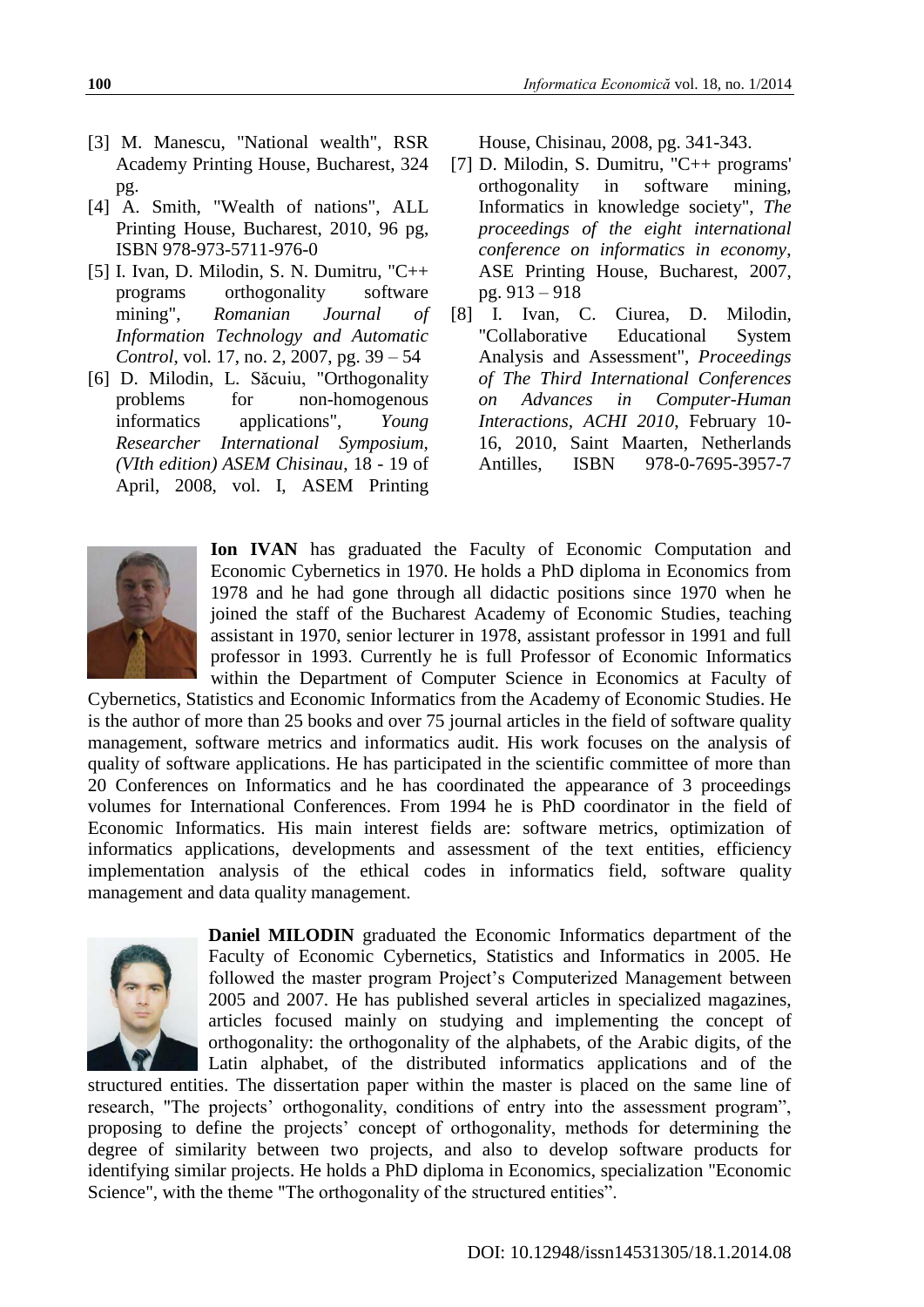[3] M. Manescu, "National wealth", RSR Academy Printing House, Bucharest, 324 pg.

[4] A. Smith, "Wealth of nations", ALL Printing House, Bucharest, 2010, 96 pg, ISBN 978-973-5711-976-0

[5] I. Ivan, D. Milodin, S. N. Dumitru, "C++ programs orthogonality software mining", *Romanian Journal of Information Technology and Automatic Control*, vol. 17, no. 2, 2007, pg. 39 – 54

[6] D. Milodin, L. Săcuiu, "Orthogonality problems for non-homogenous informatics applications", *Young Researcher International Symposium, (VIth edition) ASEM Chisinau*, 18 - 19 of April, 2008, vol. I, ASEM Printing House, Chisinau, 2008, pg. 341-343.

[7] D. Milodin, S. Dumitru, "C++ programs' orthogonality in software mining, Informatics in knowledge society", *The proceedings of the eight international conference on informatics in economy*, ASE Printing House, Bucharest, 2007, pg. 913 – 918

[8] I. Ivan, C. Ciurea, D. Milodin, "Collaborative Educational System Analysis and Assessment", *Proceedings of The Third International Conferences on Advances in Computer-Human Interactions, ACHI 2010*, February 10-16, 2010, Saint Maarten, Netherlands Antilles, ISBN 978-0-7695-3957-7

**Ion IVAN** has graduated the Faculty of Economic Computation and Economic Cybernetics in 1970. He holds a PhD diploma in Economics from 1978 and he had gone through all didactic positions since 1970 when he joined the staff of the Bucharest Academy of Economic Studies, teaching assistant in 1970, senior lecturer in 1978, assistant professor in 1991 and full professor in 1993. Currently he is full Professor of Economic Informatics within the Department of Computer Science in Economics at Faculty of Cybernetics, Statistics and Economic Informatics from the Academy of Economic Studies. He is the author of more than 25 books and over 75 journal articles in the field of software quality management, software metrics and informatics audit. His work focuses on the analysis of quality of software applications. He has participated in the scientific committee of more than 20 Conferences on Informatics and he has coordinated the appearance of 3 proceedings volumes for International Conferences. From 1994 he is PhD coordinator in the field of Economic Informatics. His main interest fields are: software metrics, optimization of informatics applications, developments and assessment of the text entities, efficiency implementation analysis of the ethical codes in informatics field, software quality management and data quality management.

**Daniel MILODIN** graduated the Economic Informatics department of the Faculty of Economic Cybernetics, Statistics and Informatics in 2005. He followed the master program Project's Computerized Management between 2005 and 2007. He has published several articles in specialized magazines, articles focused mainly on studying and implementing the concept of orthogonality: the orthogonality of the alphabets, of the Arabic digits, of the Latin alphabet, of the distributed informatics applications and of the structured entities. The dissertation paper within the master is placed on the same line of research, "The projects' orthogonality, conditions of entry into the assessment program", proposing to define the projects' concept of orthogonality, methods for determining the degree of similarity between two projects, and also to develop software products for identifying similar projects. He holds a PhD diploma in Economics, specialization "Economic Science", with the theme "The orthogonality of the structured entities".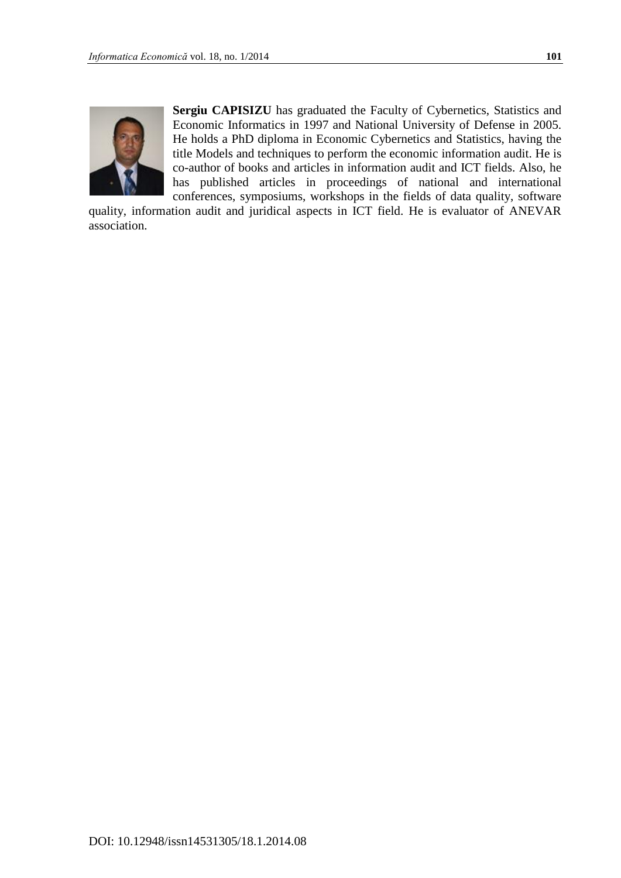**Sergiu CAPISIZU** has graduated the Faculty of Cybernetics, Statistics and Economic Informatics in 1997 and National University of Defense in 2005. He holds a PhD diploma in Economic Cybernetics and Statistics, having the title Models and techniques to perform the economic information audit. He is co-author of books and articles in information audit and ICT fields. Also, he has published articles in proceedings of national and international conferences, symposiums, workshops in the fields of data quality, software quality, information audit and juridical aspects in ICT field. He is evaluator of ANEVAR association.